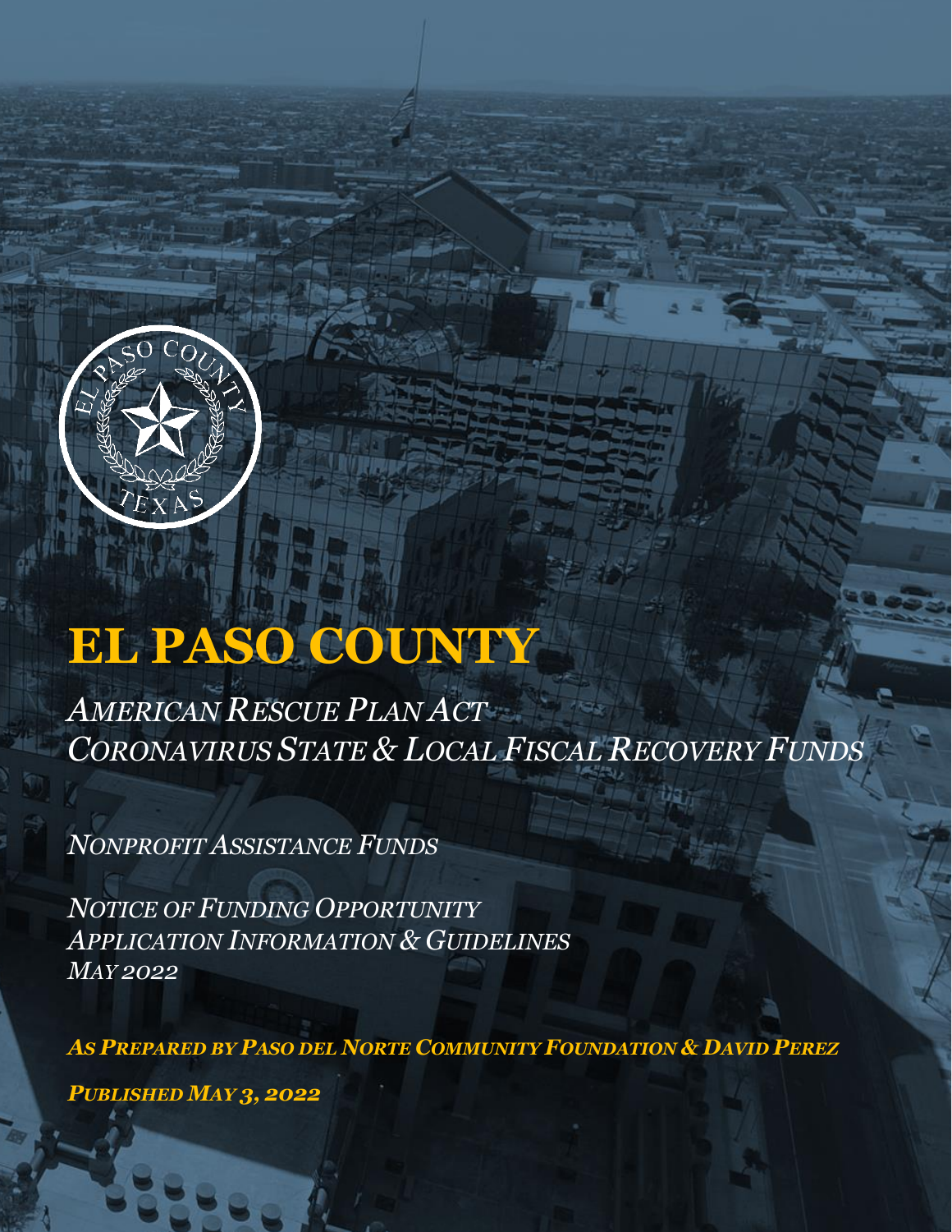# EL PASO COUNTY

*AMERICAN RESCUE PLAN ACT*
*CORONAVIRUS STATE & LOCAL FISCAL RECOVERY FUNDS*

*NONPROFIT ASSISTANCE FUNDS*

*NOTICE OF FUNDING OPPORTUNITY*
*APPLICATION INFORMATION & GUIDELINES*
*MAY 2022*

***AS PREPARED BY PASO DEL NORTE COMMUNITY FOUNDATION & DAVID PEREZ***

***PUBLISHED MAY 3, 2022***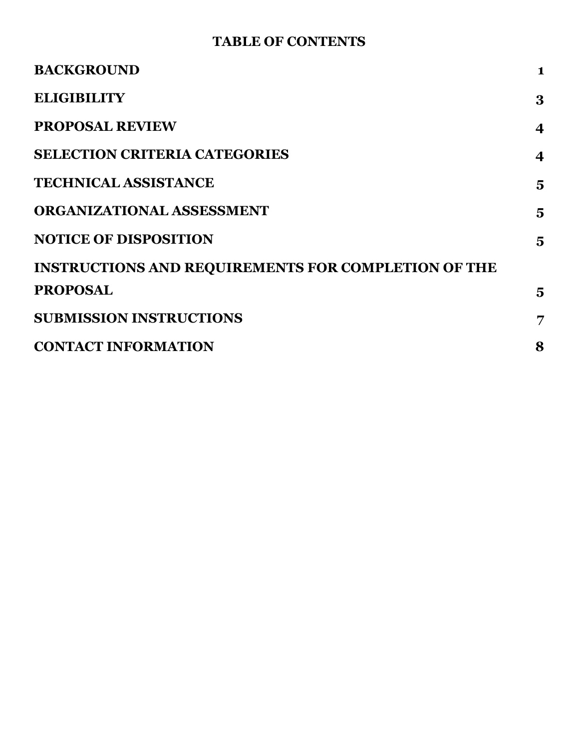## TABLE OF CONTENTS

| | |
|---|---|
| **BACKGROUND** | **1** |
| **ELIGIBILITY** | **3** |
| **PROPOSAL REVIEW** | **4** |
| **SELECTION CRITERIA CATEGORIES** | **4** |
| **TECHNICAL ASSISTANCE** | **5** |
| **ORGANIZATIONAL ASSESSMENT** | **5** |
| **NOTICE OF DISPOSITION** | **5** |
| **INSTRUCTIONS AND REQUIREMENTS FOR COMPLETION OF THE PROPOSAL** | **5** |
| **SUBMISSION INSTRUCTIONS** | **7** |
| **CONTACT INFORMATION** | **8** |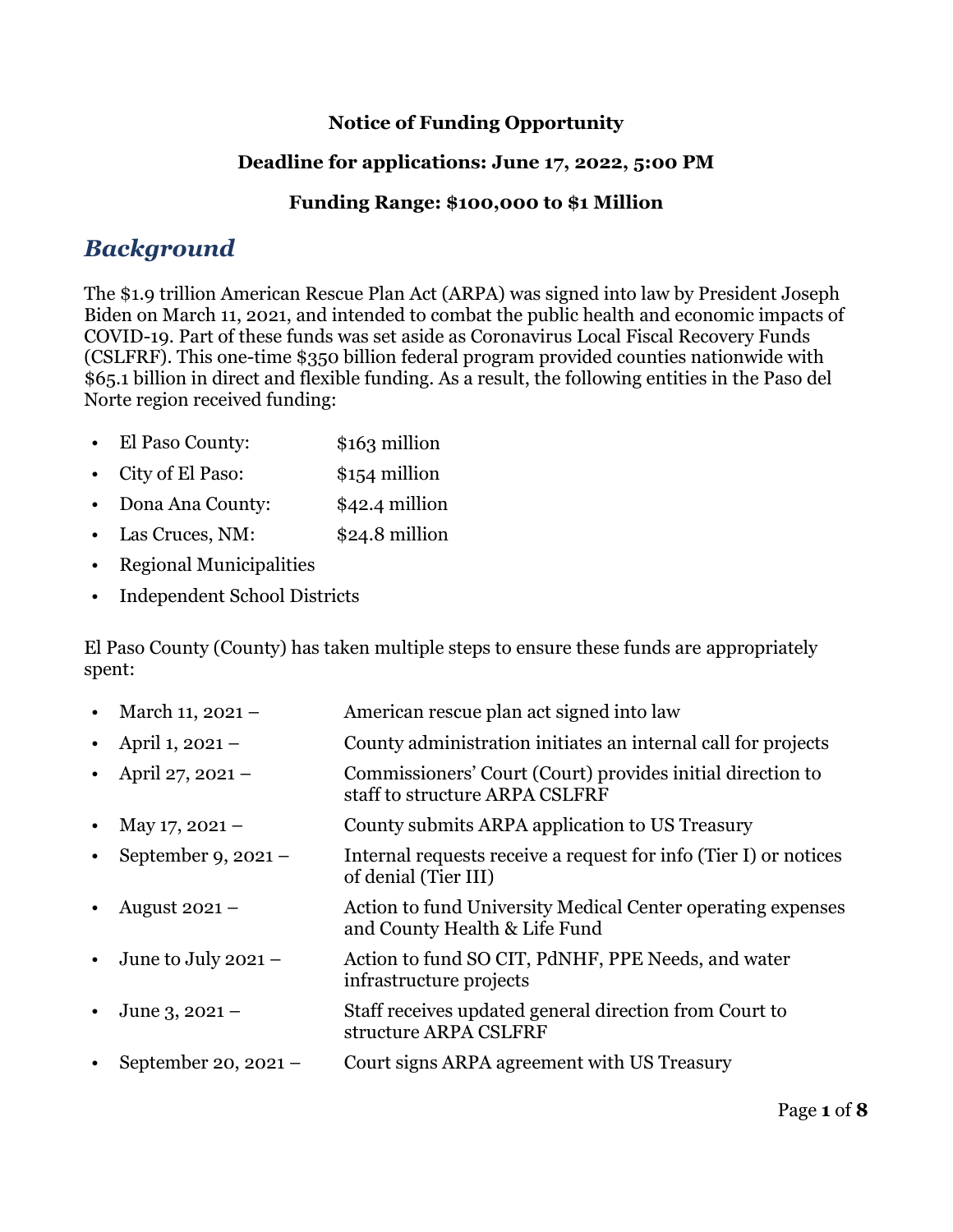**Notice of Funding Opportunity**

**Deadline for applications: June 17, 2022, 5:00 PM**

**Funding Range: $100,000 to $1 Million**

## *Background*

The $1.9 trillion American Rescue Plan Act (ARPA) was signed into law by President Joseph Biden on March 11, 2021, and intended to combat the public health and economic impacts of COVID-19. Part of these funds was set aside as Coronavirus Local Fiscal Recovery Funds (CSLFRF). This one-time $350 billion federal program provided counties nationwide with $65.1 billion in direct and flexible funding. As a result, the following entities in the Paso del Norte region received funding:

- El Paso County: $163 million
- City of El Paso: $154 million
- Dona Ana County: $42.4 million
- Las Cruces, NM: $24.8 million
- Regional Municipalities
- Independent School Districts

El Paso County (County) has taken multiple steps to ensure these funds are appropriately spent:

- March 11, 2021 – American rescue plan act signed into law
- April 1, 2021 – County administration initiates an internal call for projects
- April 27, 2021 – Commissioners' Court (Court) provides initial direction to staff to structure ARPA CSLFRF
- May 17, 2021 – County submits ARPA application to US Treasury
- September 9, 2021 – Internal requests receive a request for info (Tier I) or notices of denial (Tier III)
- August 2021 – Action to fund University Medical Center operating expenses and County Health & Life Fund
- June to July 2021 – Action to fund SO CIT, PdNHF, PPE Needs, and water infrastructure projects
- June 3, 2021 – Staff receives updated general direction from Court to structure ARPA CSLFRF
- September 20, 2021 – Court signs ARPA agreement with US Treasury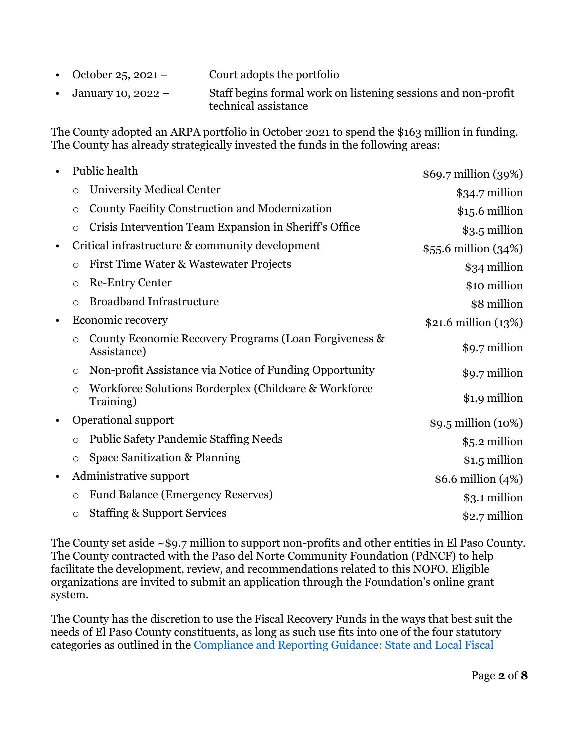- October 25, 2021 – Court adopts the portfolio
- January 10, 2022 – Staff begins formal work on listening sessions and non-profit technical assistance

The County adopted an ARPA portfolio in October 2021 to spend the $163 million in funding. The County has already strategically invested the funds in the following areas:

- Public health — $69.7 million (39%)
  - University Medical Center — $34.7 million
  - County Facility Construction and Modernization — $15.6 million
  - Crisis Intervention Team Expansion in Sheriff's Office — $3.5 million
- Critical infrastructure & community development — $55.6 million (34%)
  - First Time Water & Wastewater Projects — $34 million
  - Re-Entry Center — $10 million
  - Broadband Infrastructure — $8 million
- Economic recovery — $21.6 million (13%)
  - County Economic Recovery Programs (Loan Forgiveness & Assistance) — $9.7 million
  - Non-profit Assistance via Notice of Funding Opportunity — $9.7 million
  - Workforce Solutions Borderplex (Childcare & Workforce Training) — $1.9 million
- Operational support — $9.5 million (10%)
  - Public Safety Pandemic Staffing Needs — $5.2 million
  - Space Sanitization & Planning — $1.5 million
- Administrative support — $6.6 million (4%)
  - Fund Balance (Emergency Reserves) — $3.1 million
  - Staffing & Support Services — $2.7 million

The County set aside ~$9.7 million to support non-profits and other entities in El Paso County. The County contracted with the Paso del Norte Community Foundation (PdNCF) to help facilitate the development, review, and recommendations related to this NOFO. Eligible organizations are invited to submit an application through the Foundation's online grant system.

The County has the discretion to use the Fiscal Recovery Funds in the ways that best suit the needs of El Paso County constituents, as long as such use fits into one of the four statutory categories as outlined in the Compliance and Reporting Guidance: State and Local Fiscal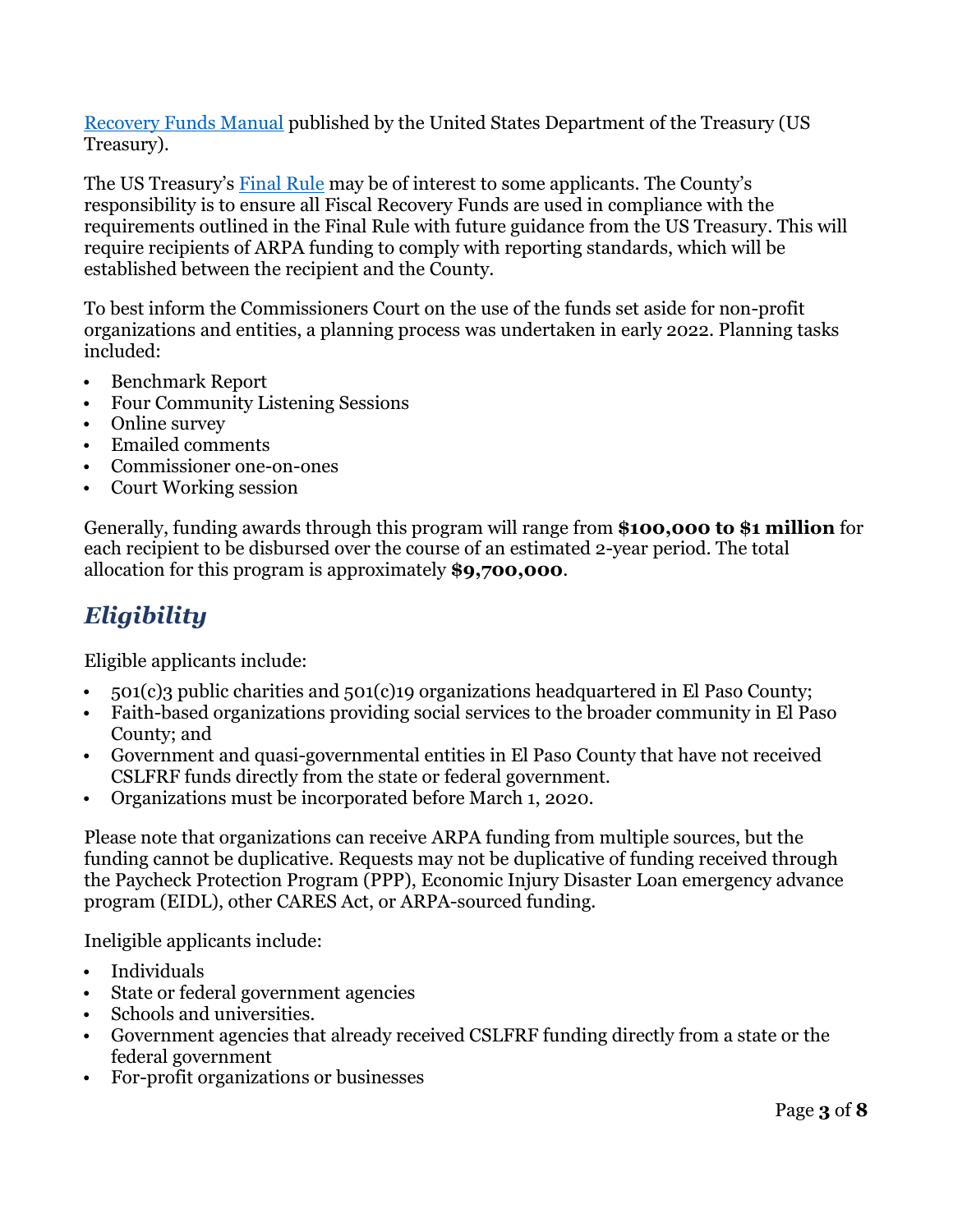[Recovery Funds Manual](#) published by the United States Department of the Treasury (US Treasury).

The US Treasury's [Final Rule](#) may be of interest to some applicants. The County's responsibility is to ensure all Fiscal Recovery Funds are used in compliance with the requirements outlined in the Final Rule with future guidance from the US Treasury. This will require recipients of ARPA funding to comply with reporting standards, which will be established between the recipient and the County.

To best inform the Commissioners Court on the use of the funds set aside for non-profit organizations and entities, a planning process was undertaken in early 2022. Planning tasks included:

- Benchmark Report
- Four Community Listening Sessions
- Online survey
- Emailed comments
- Commissioner one-on-ones
- Court Working session

Generally, funding awards through this program will range from **$100,000 to $1 million** for each recipient to be disbursed over the course of an estimated 2-year period. The total allocation for this program is approximately **$9,700,000**.

## *Eligibility*

Eligible applicants include:

- 501(c)3 public charities and 501(c)19 organizations headquartered in El Paso County;
- Faith-based organizations providing social services to the broader community in El Paso County; and
- Government and quasi-governmental entities in El Paso County that have not received CSLFRF funds directly from the state or federal government.
- Organizations must be incorporated before March 1, 2020.

Please note that organizations can receive ARPA funding from multiple sources, but the funding cannot be duplicative. Requests may not be duplicative of funding received through the Paycheck Protection Program (PPP), Economic Injury Disaster Loan emergency advance program (EIDL), other CARES Act, or ARPA-sourced funding.

Ineligible applicants include:

- Individuals
- State or federal government agencies
- Schools and universities.
- Government agencies that already received CSLFRF funding directly from a state or the federal government
- For-profit organizations or businesses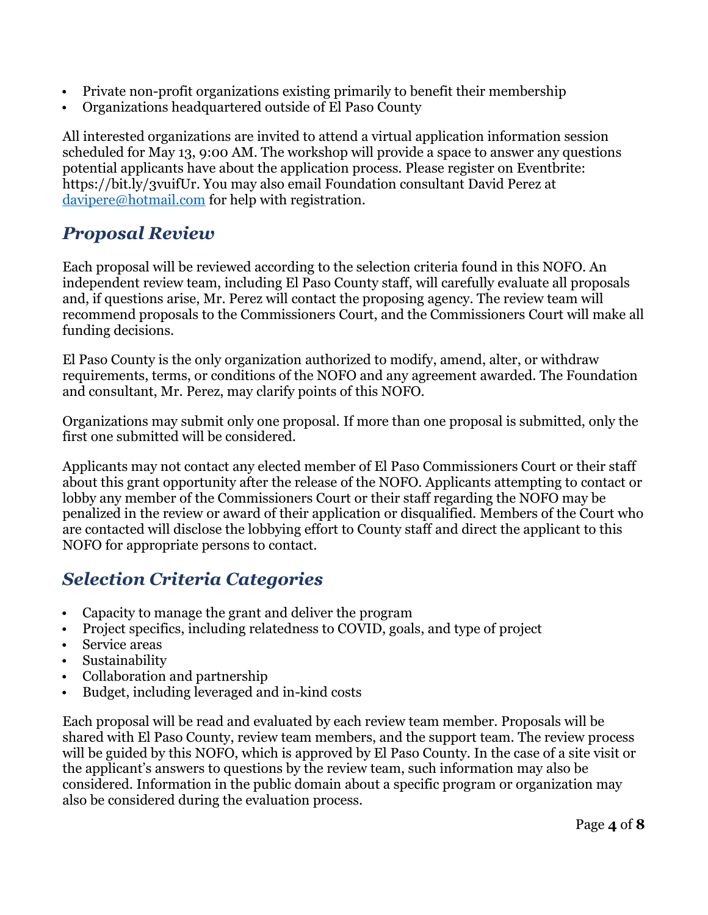- Private non-profit organizations existing primarily to benefit their membership
- Organizations headquartered outside of El Paso County

All interested organizations are invited to attend a virtual application information session scheduled for May 13, 9:00 AM. The workshop will provide a space to answer any questions potential applicants have about the application process. Please register on Eventbrite: https://bit.ly/3vuifUr. You may also email Foundation consultant David Perez at [davipere@hotmail.com](mailto:davipere@hotmail.com) for help with registration.

## *Proposal Review*

Each proposal will be reviewed according to the selection criteria found in this NOFO. An independent review team, including El Paso County staff, will carefully evaluate all proposals and, if questions arise, Mr. Perez will contact the proposing agency. The review team will recommend proposals to the Commissioners Court, and the Commissioners Court will make all funding decisions.

El Paso County is the only organization authorized to modify, amend, alter, or withdraw requirements, terms, or conditions of the NOFO and any agreement awarded. The Foundation and consultant, Mr. Perez, may clarify points of this NOFO.

Organizations may submit only one proposal. If more than one proposal is submitted, only the first one submitted will be considered.

Applicants may not contact any elected member of El Paso Commissioners Court or their staff about this grant opportunity after the release of the NOFO. Applicants attempting to contact or lobby any member of the Commissioners Court or their staff regarding the NOFO may be penalized in the review or award of their application or disqualified. Members of the Court who are contacted will disclose the lobbying effort to County staff and direct the applicant to this NOFO for appropriate persons to contact.

## *Selection Criteria Categories*

- Capacity to manage the grant and deliver the program
- Project specifics, including relatedness to COVID, goals, and type of project
- Service areas
- Sustainability
- Collaboration and partnership
- Budget, including leveraged and in-kind costs

Each proposal will be read and evaluated by each review team member. Proposals will be shared with El Paso County, review team members, and the support team. The review process will be guided by this NOFO, which is approved by El Paso County. In the case of a site visit or the applicant's answers to questions by the review team, such information may also be considered. Information in the public domain about a specific program or organization may also be considered during the evaluation process.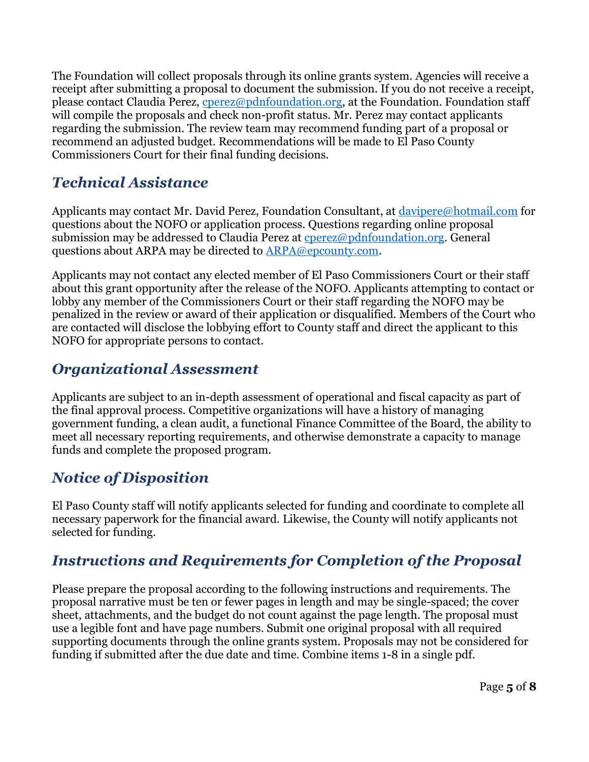The Foundation will collect proposals through its online grants system. Agencies will receive a receipt after submitting a proposal to document the submission. If you do not receive a receipt, please contact Claudia Perez, cperez@pdnfoundation.org, at the Foundation. Foundation staff will compile the proposals and check non-profit status. Mr. Perez may contact applicants regarding the submission. The review team may recommend funding part of a proposal or recommend an adjusted budget. Recommendations will be made to El Paso County Commissioners Court for their final funding decisions.

## *Technical Assistance*

Applicants may contact Mr. David Perez, Foundation Consultant, at davipere@hotmail.com for questions about the NOFO or application process. Questions regarding online proposal submission may be addressed to Claudia Perez at cperez@pdnfoundation.org. General questions about ARPA may be directed to ARPA@epcounty.com.

Applicants may not contact any elected member of El Paso Commissioners Court or their staff about this grant opportunity after the release of the NOFO. Applicants attempting to contact or lobby any member of the Commissioners Court or their staff regarding the NOFO may be penalized in the review or award of their application or disqualified. Members of the Court who are contacted will disclose the lobbying effort to County staff and direct the applicant to this NOFO for appropriate persons to contact.

## *Organizational Assessment*

Applicants are subject to an in-depth assessment of operational and fiscal capacity as part of the final approval process. Competitive organizations will have a history of managing government funding, a clean audit, a functional Finance Committee of the Board, the ability to meet all necessary reporting requirements, and otherwise demonstrate a capacity to manage funds and complete the proposed program.

## *Notice of Disposition*

El Paso County staff will notify applicants selected for funding and coordinate to complete all necessary paperwork for the financial award. Likewise, the County will notify applicants not selected for funding.

## *Instructions and Requirements for Completion of the Proposal*

Please prepare the proposal according to the following instructions and requirements. The proposal narrative must be ten or fewer pages in length and may be single-spaced; the cover sheet, attachments, and the budget do not count against the page length. The proposal must use a legible font and have page numbers. Submit one original proposal with all required supporting documents through the online grants system. Proposals may not be considered for funding if submitted after the due date and time. Combine items 1-8 in a single pdf.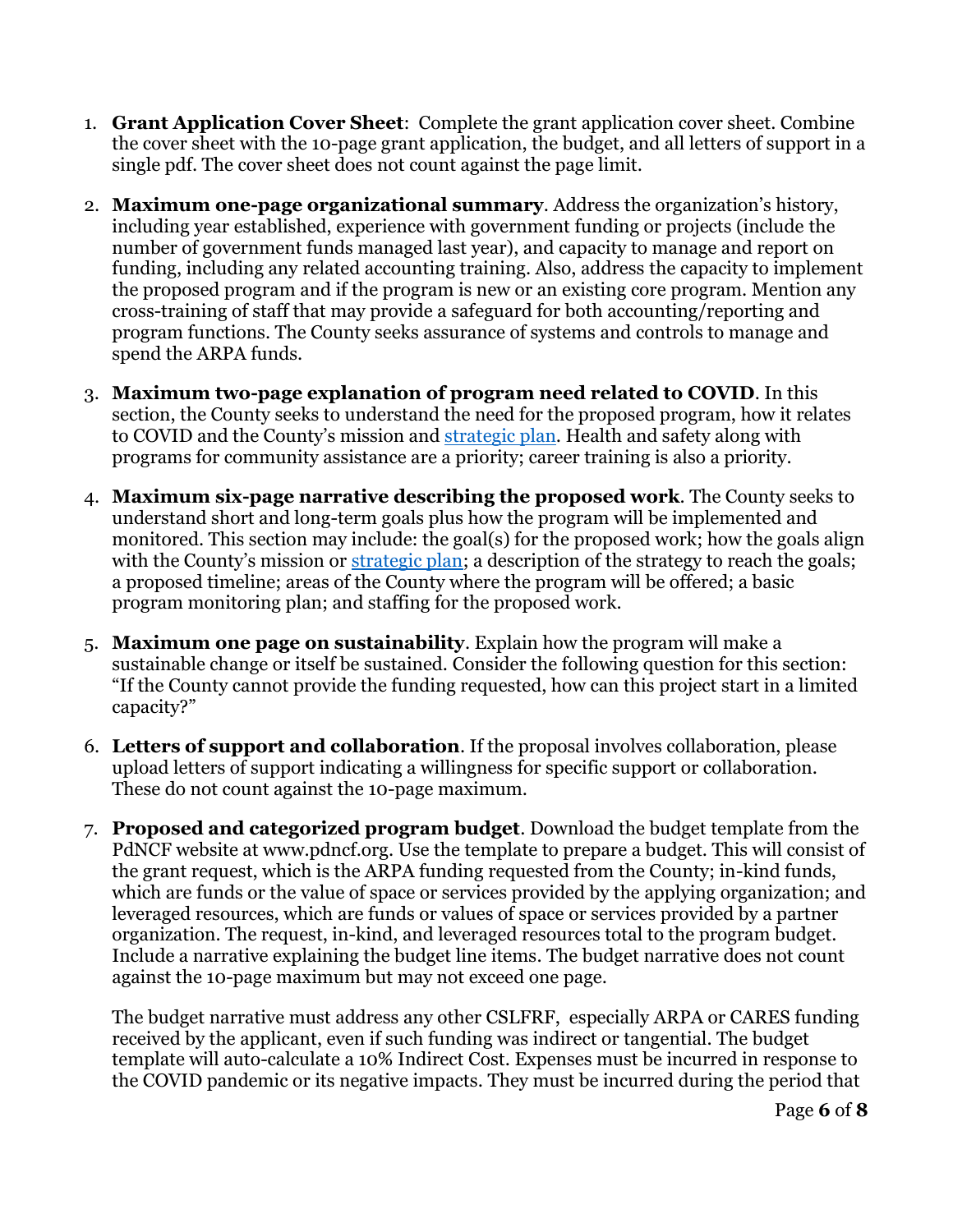1. **Grant Application Cover Sheet**: Complete the grant application cover sheet. Combine the cover sheet with the 10-page grant application, the budget, and all letters of support in a single pdf. The cover sheet does not count against the page limit.

2. **Maximum one-page organizational summary**. Address the organization's history, including year established, experience with government funding or projects (include the number of government funds managed last year), and capacity to manage and report on funding, including any related accounting training. Also, address the capacity to implement the proposed program and if the program is new or an existing core program. Mention any cross-training of staff that may provide a safeguard for both accounting/reporting and program functions. The County seeks assurance of systems and controls to manage and spend the ARPA funds.

3. **Maximum two-page explanation of program need related to COVID**. In this section, the County seeks to understand the need for the proposed program, how it relates to COVID and the County's mission and strategic plan. Health and safety along with programs for community assistance are a priority; career training is also a priority.

4. **Maximum six-page narrative describing the proposed work**. The County seeks to understand short and long-term goals plus how the program will be implemented and monitored. This section may include: the goal(s) for the proposed work; how the goals align with the County's mission or strategic plan; a description of the strategy to reach the goals; a proposed timeline; areas of the County where the program will be offered; a basic program monitoring plan; and staffing for the proposed work.

5. **Maximum one page on sustainability**. Explain how the program will make a sustainable change or itself be sustained. Consider the following question for this section: "If the County cannot provide the funding requested, how can this project start in a limited capacity?"

6. **Letters of support and collaboration**. If the proposal involves collaboration, please upload letters of support indicating a willingness for specific support or collaboration. These do not count against the 10-page maximum.

7. **Proposed and categorized program budget**. Download the budget template from the PdNCF website at www.pdncf.org. Use the template to prepare a budget. This will consist of the grant request, which is the ARPA funding requested from the County; in-kind funds, which are funds or the value of space or services provided by the applying organization; and leveraged resources, which are funds or values of space or services provided by a partner organization. The request, in-kind, and leveraged resources total to the program budget. Include a narrative explaining the budget line items. The budget narrative does not count against the 10-page maximum but may not exceed one page.

   The budget narrative must address any other CSLFRF, especially ARPA or CARES funding received by the applicant, even if such funding was indirect or tangential. The budget template will auto-calculate a 10% Indirect Cost. Expenses must be incurred in response to the COVID pandemic or its negative impacts. They must be incurred during the period that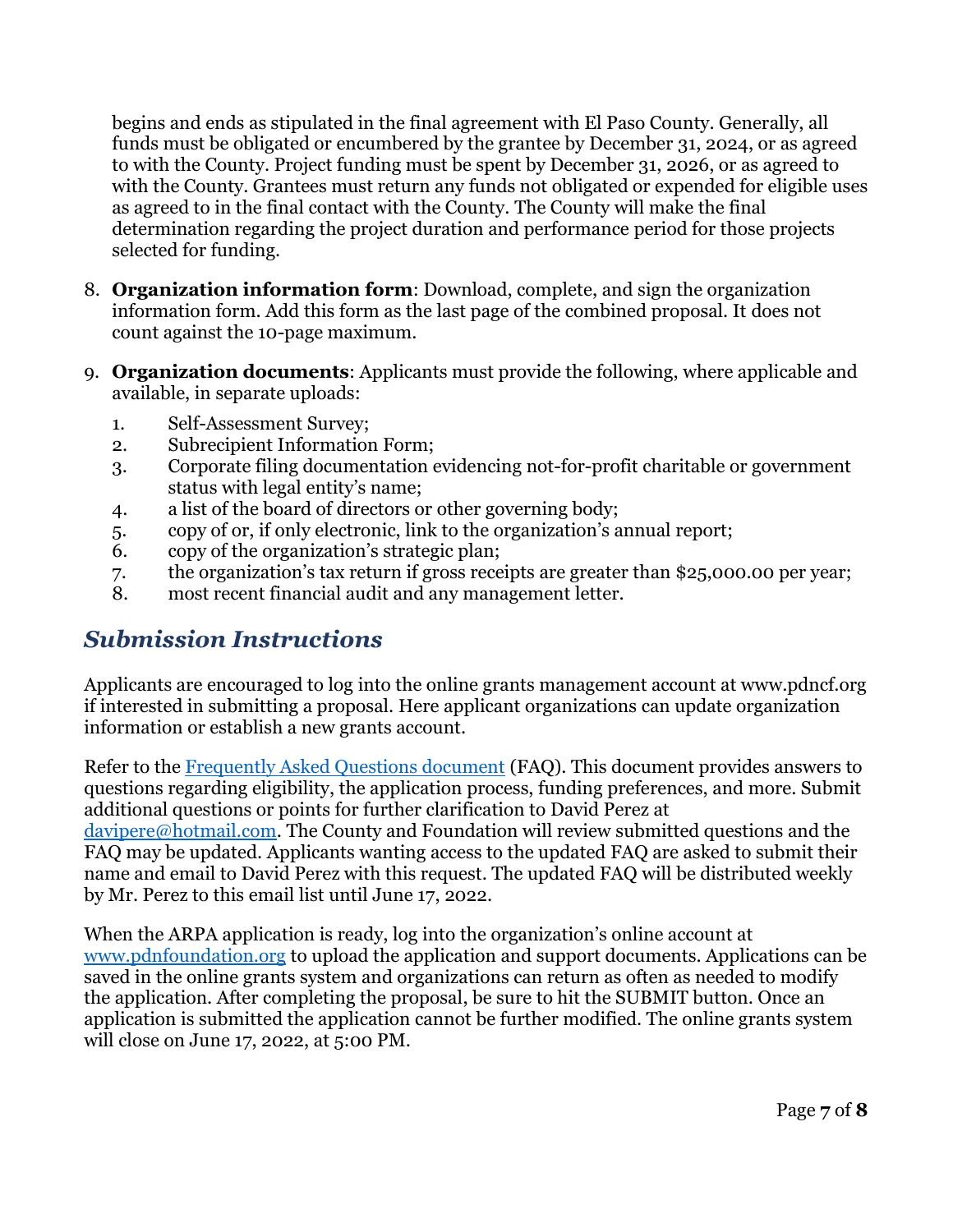begins and ends as stipulated in the final agreement with El Paso County. Generally, all funds must be obligated or encumbered by the grantee by December 31, 2024, or as agreed to with the County. Project funding must be spent by December 31, 2026, or as agreed to with the County. Grantees must return any funds not obligated or expended for eligible uses as agreed to in the final contact with the County. The County will make the final determination regarding the project duration and performance period for those projects selected for funding.

8. **Organization information form**: Download, complete, and sign the organization information form. Add this form as the last page of the combined proposal. It does not count against the 10-page maximum.

9. **Organization documents**: Applicants must provide the following, where applicable and available, in separate uploads:
   1. Self-Assessment Survey;
   2. Subrecipient Information Form;
   3. Corporate filing documentation evidencing not-for-profit charitable or government status with legal entity's name;
   4. a list of the board of directors or other governing body;
   5. copy of or, if only electronic, link to the organization's annual report;
   6. copy of the organization's strategic plan;
   7. the organization's tax return if gross receipts are greater than $25,000.00 per year;
   8. most recent financial audit and any management letter.

## *Submission Instructions*

Applicants are encouraged to log into the online grants management account at www.pdncf.org if interested in submitting a proposal. Here applicant organizations can update organization information or establish a new grants account.

Refer to the [Frequently Asked Questions document](#) (FAQ). This document provides answers to questions regarding eligibility, the application process, funding preferences, and more. Submit additional questions or points for further clarification to David Perez at [davipere@hotmail.com](mailto:davipere@hotmail.com). The County and Foundation will review submitted questions and the FAQ may be updated. Applicants wanting access to the updated FAQ are asked to submit their name and email to David Perez with this request. The updated FAQ will be distributed weekly by Mr. Perez to this email list until June 17, 2022.

When the ARPA application is ready, log into the organization's online account at [www.pdnfoundation.org](http://www.pdnfoundation.org) to upload the application and support documents. Applications can be saved in the online grants system and organizations can return as often as needed to modify the application. After completing the proposal, be sure to hit the SUBMIT button. Once an application is submitted the application cannot be further modified. The online grants system will close on June 17, 2022, at 5:00 PM.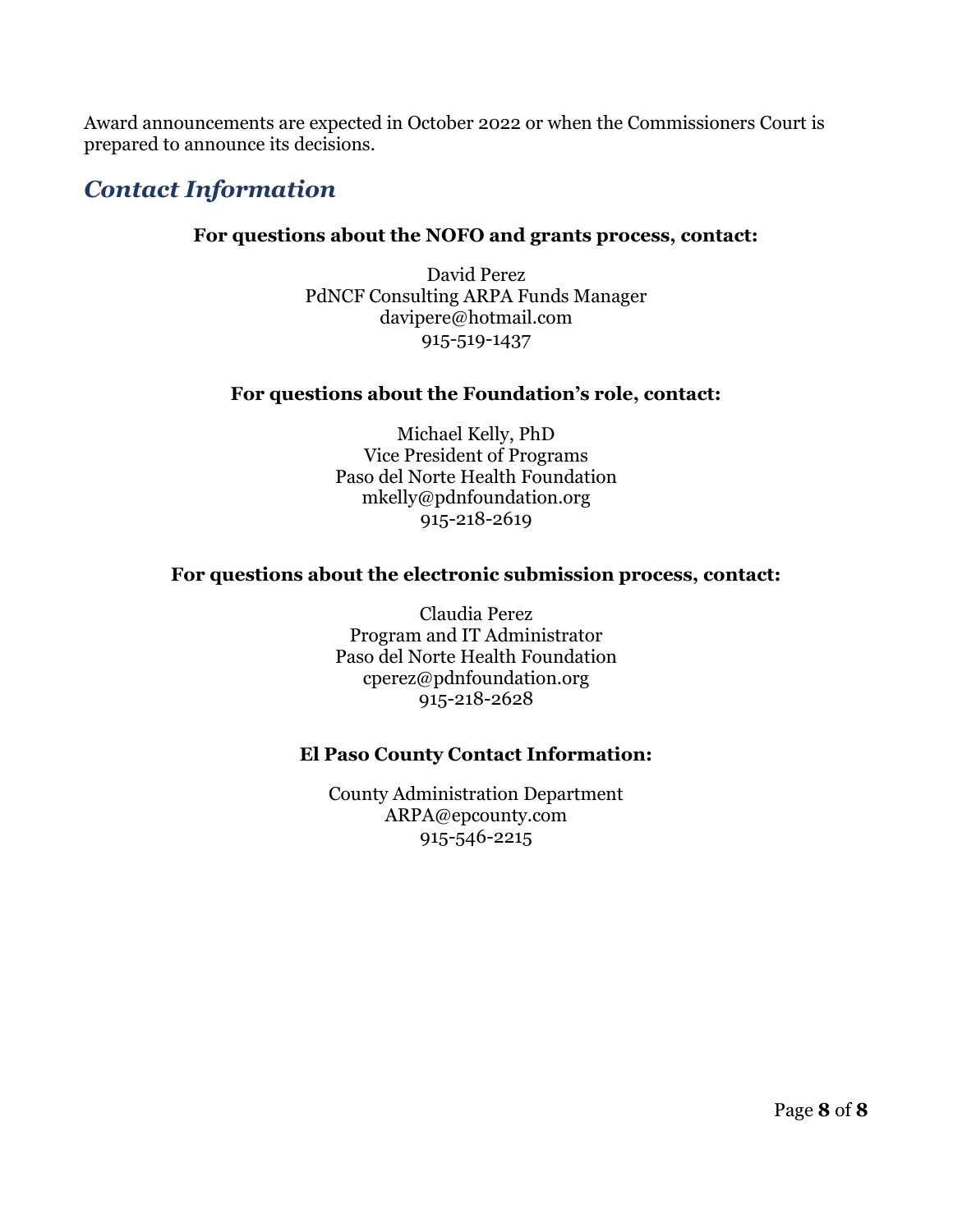Award announcements are expected in October 2022 or when the Commissioners Court is prepared to announce its decisions.

## *Contact Information*

**For questions about the NOFO and grants process, contact:**

David Perez
PdNCF Consulting ARPA Funds Manager
davipere@hotmail.com
915-519-1437

**For questions about the Foundation's role, contact:**

Michael Kelly, PhD
Vice President of Programs
Paso del Norte Health Foundation
mkelly@pdnfoundation.org
915-218-2619

**For questions about the electronic submission process, contact:**

Claudia Perez
Program and IT Administrator
Paso del Norte Health Foundation
cperez@pdnfoundation.org
915-218-2628

**El Paso County Contact Information:**

County Administration Department
ARPA@epcounty.com
915-546-2215